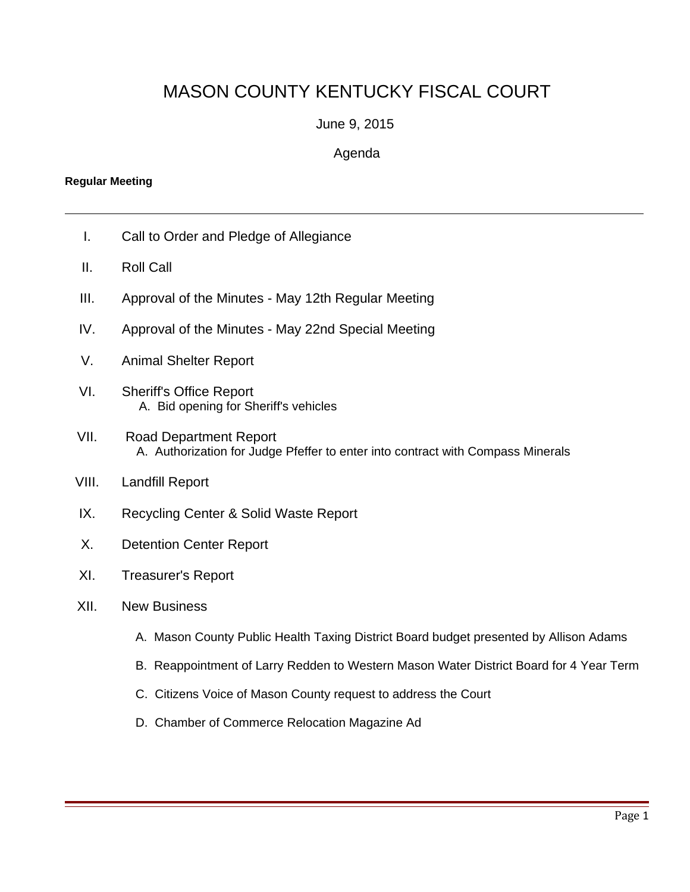# MASON COUNTY KENTUCKY FISCAL COURT

June 9, 2015

Agenda

**Regular Meeting**

---

I. Call to Order and Pledge of Allegiance

II. Roll Call

III. Approval of the Minutes - May 12th Regular Meeting

IV. Approval of the Minutes - May 22nd Special Meeting

V. Animal Shelter Report

VI. Sheriff's Office Report
   - A. Bid opening for Sheriff's vehicles

VII. Road Department Report
   - A. Authorization for Judge Pfeffer to enter into contract with Compass Minerals

VIII. Landfill Report

IX. Recycling Center & Solid Waste Report

X. Detention Center Report

XI. Treasurer's Report

XII. New Business
   - A. Mason County Public Health Taxing District Board budget presented by Allison Adams
   - B. Reappointment of Larry Redden to Western Mason Water District Board for 4 Year Term
   - C. Citizens Voice of Mason County request to address the Court
   - D. Chamber of Commerce Relocation Magazine Ad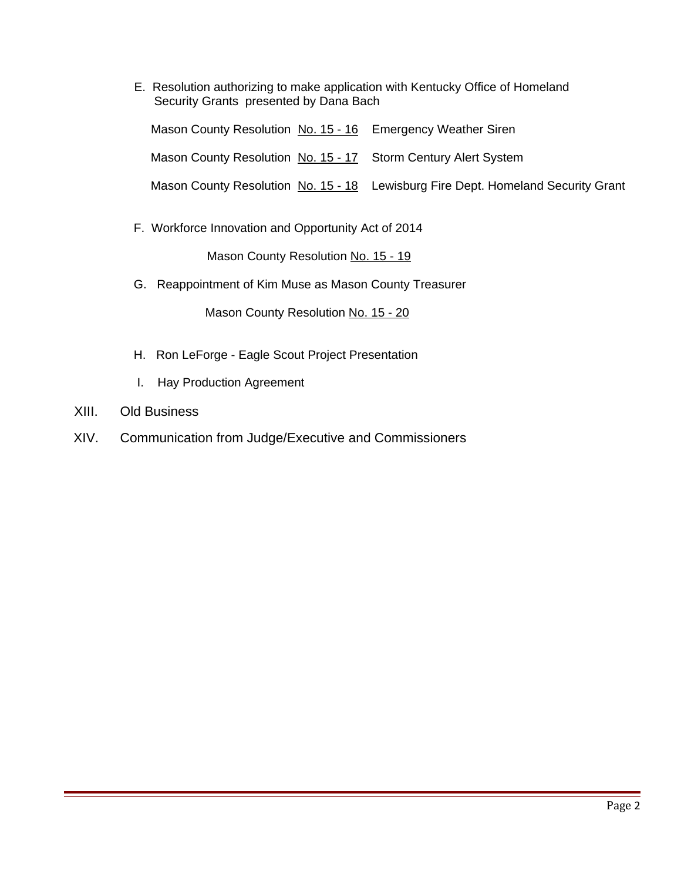E. Resolution authorizing to make application with Kentucky Office of Homeland Security Grants presented by Dana Bach

Mason County Resolution No. 15 - 16 Emergency Weather Siren

Mason County Resolution No. 15 - 17 Storm Century Alert System

Mason County Resolution No. 15 - 18 Lewisburg Fire Dept. Homeland Security Grant

F. Workforce Innovation and Opportunity Act of 2014

Mason County Resolution No. 15 - 19

G. Reappointment of Kim Muse as Mason County Treasurer

Mason County Resolution No. 15 - 20

H. Ron LeForge - Eagle Scout Project Presentation

I. Hay Production Agreement

XIII. Old Business

XIV. Communication from Judge/Executive and Commissioners